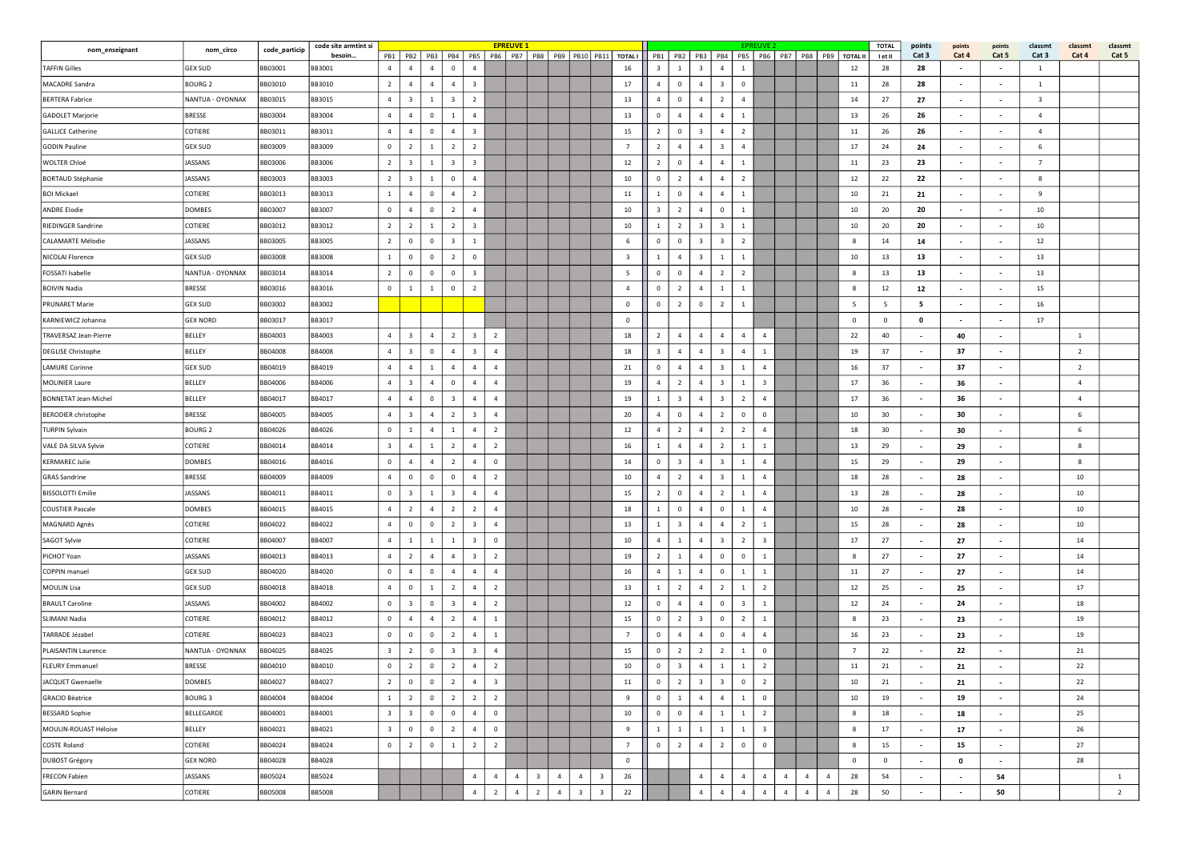| nom_enseignant | nom_circo | code_particip | code site armtint si besoin… | EPREUVE 1 | | | | | | | | | | | | EPREUVE 2 | | | | | | | | | | TOTAL | points | points | points | classmt | classmt | classmt |
|---|---|---|---|---|---|---|---|---|---|---|---|---|---|---|---|---|---|---|---|---|---|---|---|---|---|---|---|---|---|---|---|---|
| | | | | PB1 | PB2 | PB3 | PB4 | PB5 | PB6 | PB7 | PB8 | PB9 | PB10 | PB11 | TOTAL I | PB1 | PB2 | PB3 | PB4 | PB5 | PB6 | PB7 | PB8 | PB9 | TOTAL II | I et II | Cat 3 | Cat 4 | Cat 5 | Cat 3 | Cat 4 | Cat 5 |
| TAFFIN Gilles | GEX SUD | BB03001 | BB3001 | 4 | 4 | 4 | 0 | 4 | | | | | | | 16 | 3 | 1 | 3 | 4 | 1 | | | | | 12 | 28 | 28 | - | - | 1 | | |
| MACADRE Sandra | BOURG 2 | BB03010 | BB3010 | 2 | 4 | 4 | 4 | 3 | | | | | | | 17 | 4 | 0 | 4 | 3 | 0 | | | | | 11 | 28 | 28 | - | - | 1 | | |
| BERTERA Fabrice | NANTUA - OYONNAX | BB03015 | BB3015 | 4 | 3 | 1 | 3 | 2 | | | | | | | 13 | 4 | 0 | 4 | 2 | 4 | | | | | 14 | 27 | 27 | - | - | 3 | | |
| GADOLET Marjorie | BRESSE | BB03004 | BB3004 | 4 | 4 | 0 | 1 | 4 | | | | | | | 13 | 0 | 4 | 4 | 4 | 1 | | | | | 13 | 26 | 26 | - | - | 4 | | |
| GALLICE Catherine | COTIERE | BB03011 | BB3011 | 4 | 4 | 0 | 4 | 3 | | | | | | | 15 | 2 | 0 | 3 | 4 | 2 | | | | | 11 | 26 | 26 | - | - | 4 | | |
| GODIN Pauline | GEX SUD | BB03009 | BB3009 | 0 | 2 | 1 | 2 | 2 | | | | | | | 7 | 2 | 4 | 4 | 3 | 4 | | | | | 17 | 24 | 24 | - | - | 6 | | |
| WOLTER Chloé | JASSANS | BB03006 | BB3006 | 2 | 3 | 1 | 3 | 3 | | | | | | | 12 | 2 | 0 | 4 | 4 | 1 | | | | | 11 | 23 | 23 | - | - | 7 | | |
| BORTAUD Stéphanie | JASSANS | BB03003 | BB3003 | 2 | 3 | 1 | 0 | 4 | | | | | | | 10 | 0 | 2 | 4 | 4 | 2 | | | | | 12 | 22 | 22 | - | - | 8 | | |
| BOI Mickael | COTIERE | BB03013 | BB3013 | 1 | 4 | 0 | 4 | 2 | | | | | | | 11 | 1 | 0 | 4 | 4 | 1 | | | | | 10 | 21 | 21 | - | - | 9 | | |
| ANDRE Elodie | DOMBES | BB03007 | BB3007 | 0 | 4 | 0 | 2 | 4 | | | | | | | 10 | 3 | 2 | 4 | 0 | 1 | | | | | 10 | 20 | 20 | - | - | 10 | | |
| RIEDINGER Sandrine | COTIERE | BB03012 | BB3012 | 2 | 2 | 1 | 2 | 3 | | | | | | | 10 | 1 | 2 | 3 | 3 | 1 | | | | | 10 | 20 | 20 | - | - | 10 | | |
| CALAMARTE Mélodie | JASSANS | BB03005 | BB3005 | 2 | 0 | 0 | 3 | 1 | | | | | | | 6 | 0 | 0 | 3 | 3 | 2 | | | | | 8 | 14 | 14 | - | - | 12 | | |
| NICOLAI Florence | GEX SUD | BB03008 | BB3008 | 1 | 0 | 0 | 2 | 0 | | | | | | | 3 | 1 | 4 | 3 | 1 | 1 | | | | | 10 | 13 | 13 | - | - | 13 | | |
| FOSSATI Isabelle | NANTUA - OYONNAX | BB03014 | BB3014 | 2 | 0 | 0 | 0 | 3 | | | | | | | 5 | 0 | 0 | 4 | 2 | 2 | | | | | 8 | 13 | 13 | - | - | 13 | | |
| BOIVIN Nadia | BRESSE | BB03016 | BB3016 | 0 | 1 | 1 | 0 | 2 | | | | | | | 4 | 0 | 2 | 4 | 1 | 1 | | | | | 8 | 12 | 12 | - | - | 15 | | |
| PRUNARET Marie | GEX SUD | BB03002 | BB3002 | | | | | | | | | | | | 0 | 0 | 2 | 0 | 2 | 1 | | | | | 5 | 5 | 5 | - | - | 16 | | |
| KARNIEWICZ Johanna | GEX NORD | BB03017 | BB3017 | | | | | | | | | | | | 0 | | | | | | | | | | 0 | 0 | 0 | - | - | 17 | | |
| TRAVERSAZ Jean-Pierre | BELLEY | BB04003 | BB4003 | 4 | 3 | 4 | 2 | 3 | 2 | | | | | | 18 | 2 | 4 | 4 | 4 | 4 | 4 | | | | 22 | 40 | - | 40 | - | | 1 | |
| DEGLISE Christophe | BELLEY | BB04008 | BB4008 | 4 | 3 | 0 | 4 | 3 | 4 | | | | | | 18 | 3 | 4 | 4 | 3 | 4 | 1 | | | | 19 | 37 | - | 37 | - | | 2 | |
| LAMURE Corinne | GEX SUD | BB04019 | BB4019 | 4 | 4 | 1 | 4 | 4 | 4 | | | | | | 21 | 0 | 4 | 4 | 3 | 1 | 4 | | | | 16 | 37 | - | 37 | - | | 2 | |
| MOLINIER Laure | BELLEY | BB04006 | BB4006 | 4 | 3 | 4 | 0 | 4 | 4 | | | | | | 19 | 4 | 2 | 4 | 3 | 1 | 3 | | | | 17 | 36 | - | 36 | - | | 4 | |
| BONNETAT Jean-Michel | BELLEY | BB04017 | BB4017 | 4 | 4 | 0 | 3 | 4 | 4 | | | | | | 19 | 1 | 3 | 4 | 3 | 2 | 4 | | | | 17 | 36 | - | 36 | - | | 4 | |
| BERODIER christophe | BRESSE | BB04005 | BB4005 | 4 | 3 | 4 | 2 | 3 | 4 | | | | | | 20 | 4 | 0 | 4 | 2 | 0 | 0 | | | | 10 | 30 | - | 30 | - | | 6 | |
| TURPIN Sylvain | BOURG 2 | BB04026 | BB4026 | 0 | 1 | 4 | 1 | 4 | 2 | | | | | | 12 | 4 | 2 | 4 | 2 | 2 | 4 | | | | 18 | 30 | - | 30 | - | | 6 | |
| VALE DA SILVA Sylvie | COTIERE | BB04014 | BB4014 | 3 | 4 | 1 | 2 | 4 | 2 | | | | | | 16 | 1 | 4 | 4 | 2 | 1 | 1 | | | | 13 | 29 | - | 29 | - | | 8 | |
| KERMAREC Julie | DOMBES | BB04016 | BB4016 | 0 | 4 | 4 | 2 | 4 | 0 | | | | | | 14 | 0 | 3 | 4 | 3 | 1 | 4 | | | | 15 | 29 | - | 29 | - | | 8 | |
| GRAS Sandrine | BRESSE | BB04009 | BB4009 | 4 | 0 | 0 | 0 | 4 | 2 | | | | | | 10 | 4 | 2 | 4 | 3 | 1 | 4 | | | | 18 | 28 | - | 28 | - | | 10 | |
| BISSOLOTTI Emilie | JASSANS | BB04011 | BB4011 | 0 | 3 | 1 | 3 | 4 | 4 | | | | | | 15 | 2 | 0 | 4 | 2 | 1 | 4 | | | | 13 | 28 | - | 28 | - | | 10 | |
| COUSTIER Pascale | DOMBES | BB04015 | BB4015 | 4 | 2 | 4 | 2 | 2 | 4 | | | | | | 18 | 1 | 0 | 4 | 0 | 1 | 4 | | | | 10 | 28 | - | 28 | - | | 10 | |
| MAGNARD Agnès | COTIERE | BB04022 | BB4022 | 4 | 0 | 0 | 2 | 3 | 4 | | | | | | 13 | 1 | 3 | 4 | 4 | 2 | 1 | | | | 15 | 28 | - | 28 | - | | 10 | |
| SAGOT Sylvie | COTIERE | BB04007 | BB4007 | 4 | 1 | 1 | 1 | 3 | 0 | | | | | | 10 | 4 | 1 | 4 | 3 | 2 | 3 | | | | 17 | 27 | - | 27 | - | | 14 | |
| PICHOT Yoan | JASSANS | BB04013 | BB4013 | 4 | 2 | 4 | 4 | 3 | 2 | | | | | | 19 | 2 | 1 | 4 | 0 | 0 | 1 | | | | 8 | 27 | - | 27 | - | | 14 | |
| COPPIN manuel | GEX SUD | BB04020 | BB4020 | 0 | 4 | 0 | 4 | 4 | 4 | | | | | | 16 | 4 | 1 | 4 | 0 | 1 | 1 | | | | 11 | 27 | - | 27 | - | | 14 | |
| MOULIN Lisa | GEX SUD | BB04018 | BB4018 | 4 | 0 | 1 | 2 | 4 | 2 | | | | | | 13 | 1 | 2 | 4 | 2 | 1 | 2 | | | | 12 | 25 | - | 25 | - | | 17 | |
| BRAULT Caroline | JASSANS | BB04002 | BB4002 | 0 | 3 | 0 | 3 | 4 | 2 | | | | | | 12 | 0 | 4 | 4 | 0 | 3 | 1 | | | | 12 | 24 | - | 24 | - | | 18 | |
| SLIMANI Nadia | COTIERE | BB04012 | BB4012 | 0 | 4 | 4 | 2 | 4 | 1 | | | | | | 15 | 0 | 2 | 3 | 0 | 2 | 1 | | | | 8 | 23 | - | 23 | - | | 19 | |
| TARRADE Jézabel | COTIERE | BB04023 | BB4023 | 0 | 0 | 0 | 2 | 4 | 1 | | | | | | 7 | 0 | 4 | 4 | 0 | 4 | 4 | | | | 16 | 23 | - | 23 | - | | 19 | |
| PLAISANTIN Laurence | NANTUA - OYONNAX | BB04025 | BB4025 | 3 | 2 | 0 | 3 | 3 | 4 | | | | | | 15 | 0 | 2 | 2 | 2 | 1 | 0 | | | | 7 | 22 | - | 22 | - | | 21 | |
| FLEURY Emmanuel | BRESSE | BB04010 | BB4010 | 0 | 2 | 0 | 2 | 4 | 2 | | | | | | 10 | 0 | 3 | 4 | 1 | 1 | 2 | | | | 11 | 21 | - | 21 | - | | 22 | |
| JACQUET Gwenaelle | DOMBES | BB04027 | BB4027 | 2 | 0 | 0 | 2 | 4 | 3 | | | | | | 11 | 0 | 2 | 3 | 3 | 0 | 2 | | | | 10 | 21 | - | 21 | - | | 22 | |
| GRACIO Béatrice | BOURG 3 | BB04004 | BB4004 | 1 | 2 | 0 | 2 | 2 | 2 | | | | | | 9 | 0 | 1 | 4 | 4 | 1 | 0 | | | | 10 | 19 | - | 19 | - | | 24 | |
| BESSARD Sophie | BELLEGARDE | BB04001 | BB4001 | 3 | 3 | 0 | 0 | 4 | 0 | | | | | | 10 | 0 | 0 | 4 | 1 | 1 | 2 | | | | 8 | 18 | - | 18 | - | | 25 | |
| MOULIN-ROUAST Héloise | BELLEY | BB04021 | BB4021 | 3 | 0 | 0 | 2 | 4 | 0 | | | | | | 9 | 1 | 1 | 1 | 1 | 1 | 3 | | | | 8 | 17 | - | 17 | - | | 26 | |
| COSTE Roland | COTIERE | BB04024 | BB4024 | 0 | 2 | 0 | 1 | 2 | 2 | | | | | | 7 | 0 | 2 | 4 | 2 | 0 | 0 | | | | 8 | 15 | - | 15 | - | | 27 | |
| DUBOST Grégory | GEX NORD | BB04028 | BB4028 | | | | | | | | | | | | 0 | | | | | | | | | | 0 | 0 | - | 0 | - | | 28 | |
| FRECON Fabien | JASSANS | BB05024 | BB5024 | | | | | 4 | 4 | 4 | 3 | 4 | 4 | 3 | 26 | | | 4 | 4 | 4 | 4 | 4 | 4 | 4 | 28 | 54 | - | - | 54 | | | 1 |
| GARIN Bernard | COTIERE | BB05008 | BB5008 | | | | | 4 | 2 | 4 | 2 | 4 | 3 | 3 | 22 | | | 4 | 4 | 4 | 4 | 4 | 4 | 4 | 28 | 50 | - | - | 50 | | | 2 |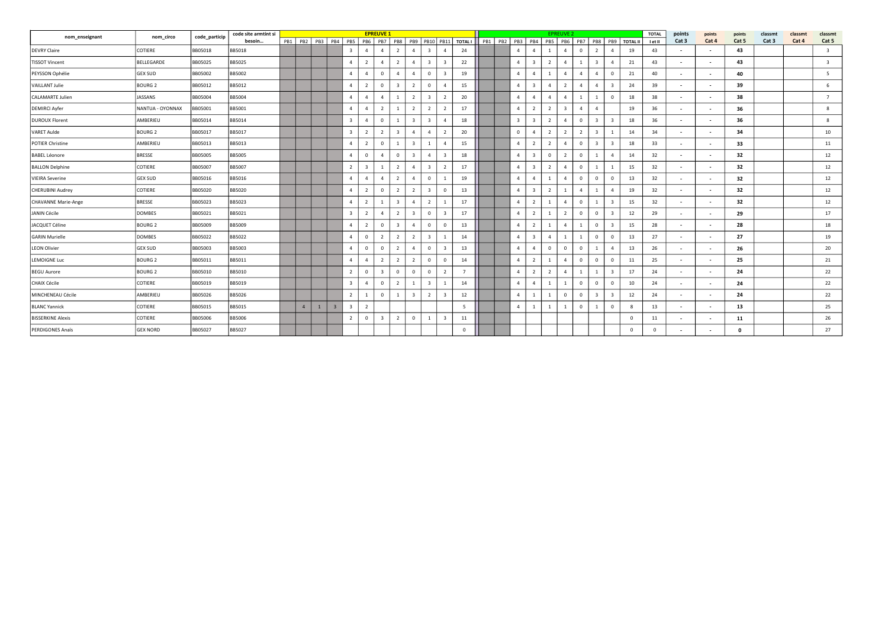| nom_enseignant | nom_circo | code_particip | code site armtint si besoin... | EPREUVE 1 | | | | | | | | | | | | EPREUVE 2 | | | | | | | | | | TOTAL | points | points | points | classmt | classmt | classmt |
|---|---|---|---|---|---|---|---|---|---|---|---|---|---|---|---|---|---|---|---|---|---|---|---|---|---|---|---|---|---|---|---|---|
| | | | | PB1 | PB2 | PB3 | PB4 | PB5 | PB6 | PB7 | PB8 | PB9 | PB10 | PB11 | TOTAL I | PB1 | PB2 | PB3 | PB4 | PB5 | PB6 | PB7 | PB8 | PB9 | TOTAL II | I et II | Cat 3 | Cat 4 | Cat 5 | Cat 3 | Cat 4 | Cat 5 |
| DEVRY Claire | COTIERE | BB05018 | BB5018 | | | | | 3 | 4 | 4 | 2 | 4 | 3 | 4 | 24 | | | 4 | 4 | 1 | 4 | 0 | 2 | 4 | 19 | 43 | - | - | 43 | | | 3 |
| TISSOT Vincent | BELLEGARDE | BB05025 | BB5025 | | | | | 4 | 2 | 4 | 2 | 4 | 3 | 3 | 22 | | | 4 | 3 | 2 | 4 | 1 | 3 | 4 | 21 | 43 | - | - | 43 | | | 3 |
| PEYSSON Ophélie | GEX SUD | BB05002 | BB5002 | | | | | 4 | 4 | 0 | 4 | 4 | 0 | 3 | 19 | | | 4 | 4 | 1 | 4 | 4 | 4 | 0 | 21 | 40 | - | - | 40 | | | 5 |
| VAILLANT Julie | BOURG 2 | BB05012 | BB5012 | | | | | 4 | 2 | 0 | 3 | 2 | 0 | 4 | 15 | | | 4 | 3 | 4 | 2 | 4 | 4 | 3 | 24 | 39 | - | - | 39 | | | 6 |
| CALAMARTE Julien | JASSANS | BB05004 | BB5004 | | | | | 4 | 4 | 4 | 1 | 2 | 3 | 2 | 20 | | | 4 | 4 | 4 | 4 | 1 | 1 | 0 | 18 | 38 | - | - | 38 | | | 7 |
| DEMIRCI Ayfer | NANTUA - OYONNAX | BB05001 | BB5001 | | | | | 4 | 4 | 2 | 1 | 2 | 2 | 2 | 17 | | | 4 | 2 | 2 | 3 | 4 | 4 | | 19 | 36 | - | - | 36 | | | 8 |
| DUROUX Florent | AMBERIEU | BB05014 | BB5014 | | | | | 3 | 4 | 0 | 1 | 3 | 3 | 4 | 18 | | | 3 | 3 | 2 | 4 | 0 | 3 | 3 | 18 | 36 | - | - | 36 | | | 8 |
| VARET Aulde | BOURG 2 | BB05017 | BB5017 | | | | | 3 | 2 | 2 | 3 | 4 | 4 | 2 | 20 | | | 0 | 4 | 2 | 2 | 2 | 3 | 1 | 14 | 34 | - | - | 34 | | | 10 |
| POTIER Christine | AMBERIEU | BB05013 | BB5013 | | | | | 4 | 2 | 0 | 1 | 3 | 1 | 4 | 15 | | | 4 | 2 | 2 | 4 | 0 | 3 | 3 | 18 | 33 | - | - | 33 | | | 11 |
| BABEL Léonore | BRESSE | BB05005 | BB5005 | | | | | 4 | 0 | 4 | 0 | 3 | 4 | 3 | 18 | | | 4 | 3 | 0 | 2 | 0 | 1 | 4 | 14 | 32 | - | - | 32 | | | 12 |
| BALLON Delphine | COTIERE | BB05007 | BB5007 | | | | | 2 | 3 | 1 | 2 | 4 | 3 | 2 | 17 | | | 4 | 3 | 2 | 4 | 0 | 1 | 1 | 15 | 32 | - | - | 32 | | | 12 |
| VIEIRA Severine | GEX SUD | BB05016 | BB5016 | | | | | 4 | 4 | 4 | 2 | 4 | 0 | 1 | 19 | | | 4 | 4 | 1 | 4 | 0 | 0 | 0 | 13 | 32 | - | - | 32 | | | 12 |
| CHERUBINI Audrey | COTIERE | BB05020 | BB5020 | | | | | 4 | 2 | 0 | 2 | 2 | 3 | 0 | 13 | | | 4 | 3 | 2 | 1 | 4 | 1 | 4 | 19 | 32 | - | - | 32 | | | 12 |
| CHAVANNE Marie-Ange | BRESSE | BB05023 | BB5023 | | | | | 4 | 2 | 1 | 3 | 4 | 2 | 1 | 17 | | | 4 | 2 | 1 | 4 | 0 | 1 | 3 | 15 | 32 | - | - | 32 | | | 12 |
| JANIN Cécile | DOMBES | BB05021 | BB5021 | | | | | 3 | 2 | 4 | 2 | 3 | 0 | 3 | 17 | | | 4 | 2 | 1 | 2 | 0 | 0 | 3 | 12 | 29 | - | - | 29 | | | 17 |
| JACQUET Céline | BOURG 2 | BB05009 | BB5009 | | | | | 4 | 2 | 0 | 3 | 4 | 0 | 0 | 13 | | | 4 | 2 | 1 | 4 | 1 | 0 | 3 | 15 | 28 | - | - | 28 | | | 18 |
| GARIN Murielle | DOMBES | BB05022 | BB5022 | | | | | 4 | 0 | 2 | 2 | 2 | 3 | 1 | 14 | | | 4 | 3 | 4 | 1 | 1 | 0 | 0 | 13 | 27 | - | - | 27 | | | 19 |
| LEON Olivier | GEX SUD | BB05003 | BB5003 | | | | | 4 | 0 | 0 | 2 | 4 | 0 | 3 | 13 | | | 4 | 4 | 0 | 0 | 0 | 1 | 4 | 13 | 26 | - | - | 26 | | | 20 |
| LEMOIGNE Luc | BOURG 2 | BB05011 | BB5011 | | | | | 4 | 4 | 2 | 2 | 2 | 0 | 0 | 14 | | | 4 | 2 | 1 | 4 | 0 | 0 | 0 | 11 | 25 | - | - | 25 | | | 21 |
| BEGU Aurore | BOURG 2 | BB05010 | BB5010 | | | | | 2 | 0 | 3 | 0 | 0 | 0 | 2 | 7 | | | 4 | 2 | 2 | 4 | 1 | 1 | 3 | 17 | 24 | - | - | 24 | | | 22 |
| CHAIX Cécile | COTIERE | BB05019 | BB5019 | | | | | 3 | 4 | 0 | 2 | 1 | 3 | 1 | 14 | | | 4 | 4 | 1 | 1 | 0 | 0 | 0 | 10 | 24 | - | - | 24 | | | 22 |
| MINCHENEAU Cécile | AMBERIEU | BB05026 | BB5026 | | | | | 2 | 1 | 0 | 1 | 3 | 2 | 3 | 12 | | | 4 | 1 | 1 | 0 | 0 | 3 | 3 | 12 | 24 | - | - | 24 | | | 22 |
| BLANC Yannick | COTIERE | BB05015 | BB5015 | | 4 | 1 | 3 | 3 | 2 | | | | | | 5 | | | 4 | 1 | 1 | 1 | 0 | 1 | 0 | 8 | 13 | - | - | 13 | | | 25 |
| BISSERKINE Alexis | COTIERE | BB05006 | BB5006 | | | | | 2 | 0 | 3 | 2 | 0 | 1 | 3 | 11 | | | | | | | | | | 0 | 11 | - | - | 11 | | | 26 |
| PERDIGONES Anaïs | GEX NORD | BB05027 | BB5027 | | | | | | | | | | | | 0 | | | | | | | | | | 0 | 0 | - | - | 0 | | | 27 |